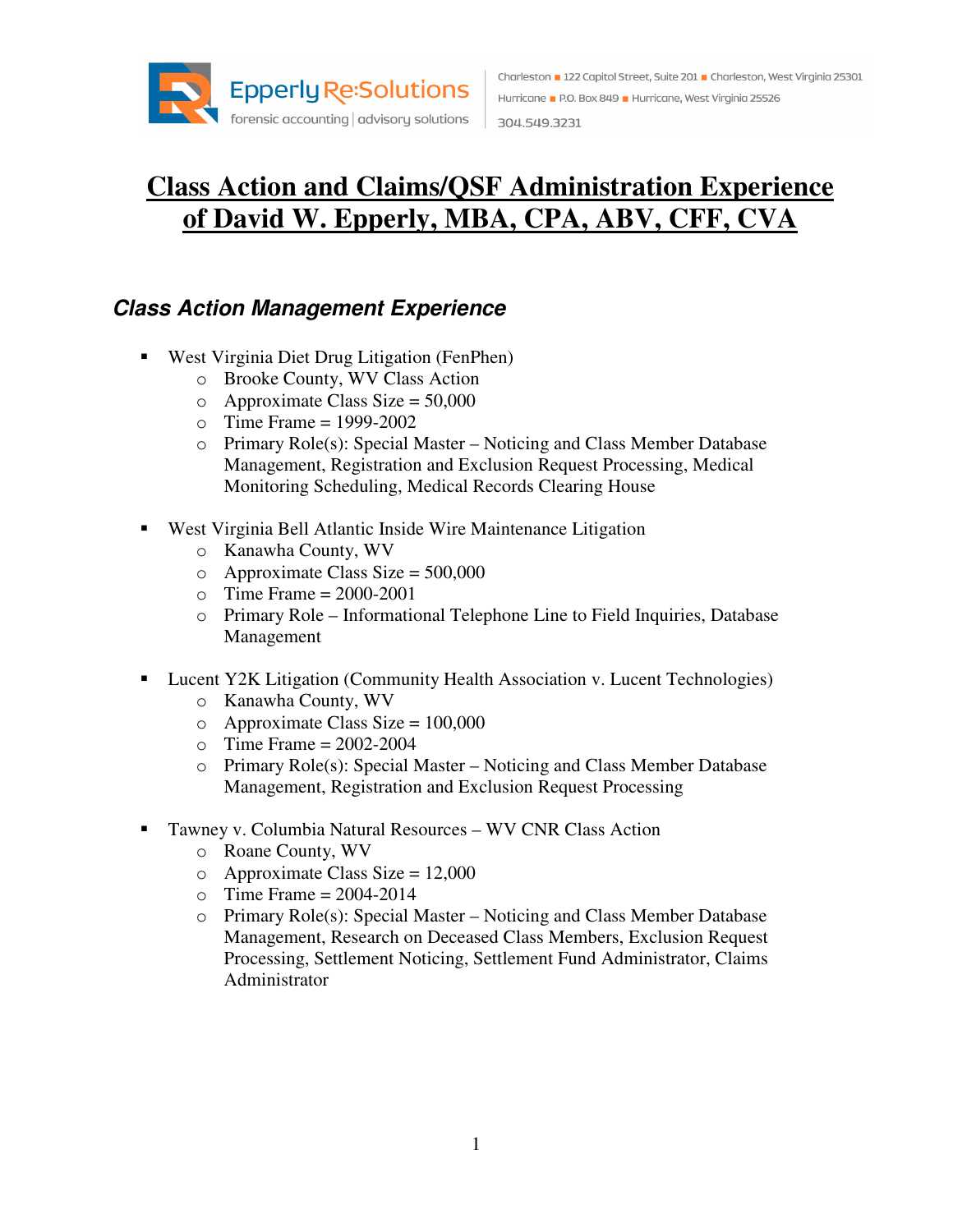Epperly Re:Solutions
forensic accounting | advisory solutions

Charleston ■ 122 Capitol Street, Suite 201 ■ Charleston, West Virginia 25301
Hurricane ■ P.O. Box 849 ■ Hurricane, West Virginia 25526
304.549.3231

# Class Action and Claims/QSF Administration Experience of David W. Epperly, MBA, CPA, ABV, CFF, CVA

## *Class Action Management Experience*

- West Virginia Diet Drug Litigation (FenPhen)
  - Brooke County, WV Class Action
  - Approximate Class Size = 50,000
  - Time Frame = 1999-2002
  - Primary Role(s): Special Master – Noticing and Class Member Database Management, Registration and Exclusion Request Processing, Medical Monitoring Scheduling, Medical Records Clearing House

- West Virginia Bell Atlantic Inside Wire Maintenance Litigation
  - Kanawha County, WV
  - Approximate Class Size = 500,000
  - Time Frame = 2000-2001
  - Primary Role – Informational Telephone Line to Field Inquiries, Database Management

- Lucent Y2K Litigation (Community Health Association v. Lucent Technologies)
  - Kanawha County, WV
  - Approximate Class Size = 100,000
  - Time Frame = 2002-2004
  - Primary Role(s): Special Master – Noticing and Class Member Database Management, Registration and Exclusion Request Processing

- Tawney v. Columbia Natural Resources – WV CNR Class Action
  - Roane County, WV
  - Approximate Class Size = 12,000
  - Time Frame = 2004-2014
  - Primary Role(s): Special Master – Noticing and Class Member Database Management, Research on Deceased Class Members, Exclusion Request Processing, Settlement Noticing, Settlement Fund Administrator, Claims Administrator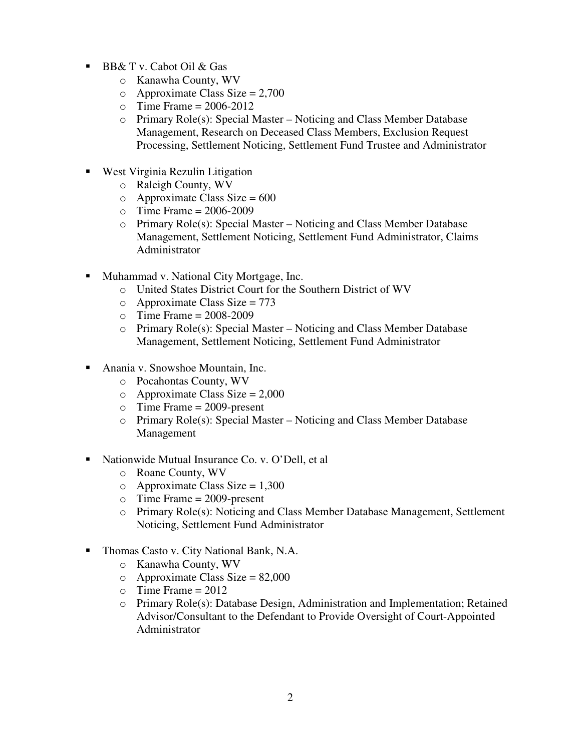- BB& T v. Cabot Oil & Gas
    - Kanawha County, WV
    - Approximate Class Size = 2,700
    - Time Frame = 2006-2012
    - Primary Role(s): Special Master – Noticing and Class Member Database Management, Research on Deceased Class Members, Exclusion Request Processing, Settlement Noticing, Settlement Fund Trustee and Administrator

- West Virginia Rezulin Litigation
    - Raleigh County, WV
    - Approximate Class Size = 600
    - Time Frame = 2006-2009
    - Primary Role(s): Special Master – Noticing and Class Member Database Management, Settlement Noticing, Settlement Fund Administrator, Claims Administrator

- Muhammad v. National City Mortgage, Inc.
    - United States District Court for the Southern District of WV
    - Approximate Class Size = 773
    - Time Frame = 2008-2009
    - Primary Role(s): Special Master – Noticing and Class Member Database Management, Settlement Noticing, Settlement Fund Administrator

- Anania v. Snowshoe Mountain, Inc.
    - Pocahontas County, WV
    - Approximate Class Size = 2,000
    - Time Frame = 2009-present
    - Primary Role(s): Special Master – Noticing and Class Member Database Management

- Nationwide Mutual Insurance Co. v. O'Dell, et al
    - Roane County, WV
    - Approximate Class Size = 1,300
    - Time Frame = 2009-present
    - Primary Role(s): Noticing and Class Member Database Management, Settlement Noticing, Settlement Fund Administrator

- Thomas Casto v. City National Bank, N.A.
    - Kanawha County, WV
    - Approximate Class Size = 82,000
    - Time Frame = 2012
    - Primary Role(s): Database Design, Administration and Implementation; Retained Advisor/Consultant to the Defendant to Provide Oversight of Court-Appointed Administrator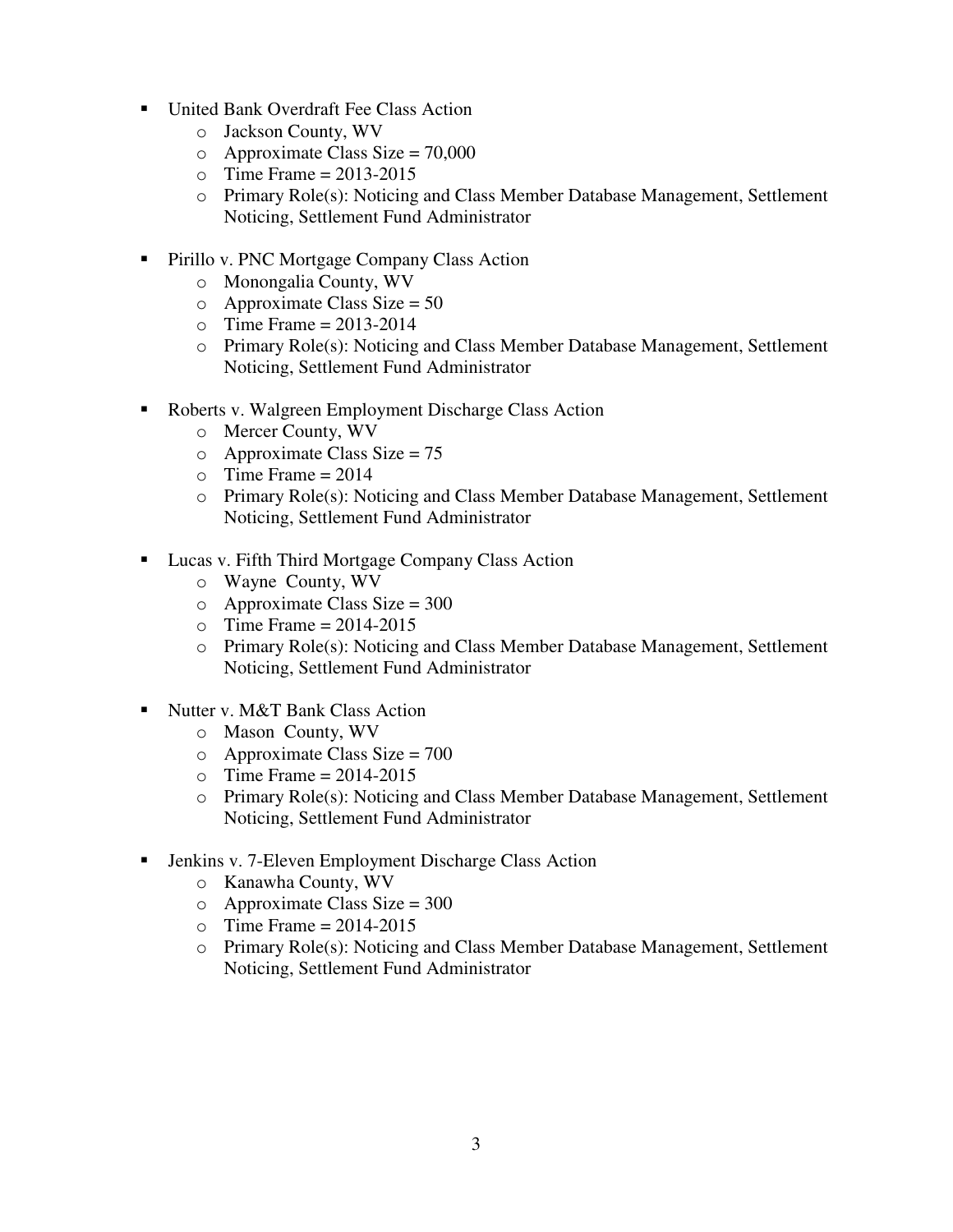- United Bank Overdraft Fee Class Action
  - Jackson County, WV
  - Approximate Class Size = 70,000
  - Time Frame = 2013-2015
  - Primary Role(s): Noticing and Class Member Database Management, Settlement Noticing, Settlement Fund Administrator

- Pirillo v. PNC Mortgage Company Class Action
  - Monongalia County, WV
  - Approximate Class Size = 50
  - Time Frame = 2013-2014
  - Primary Role(s): Noticing and Class Member Database Management, Settlement Noticing, Settlement Fund Administrator

- Roberts v. Walgreen Employment Discharge Class Action
  - Mercer County, WV
  - Approximate Class Size = 75
  - Time Frame = 2014
  - Primary Role(s): Noticing and Class Member Database Management, Settlement Noticing, Settlement Fund Administrator

- Lucas v. Fifth Third Mortgage Company Class Action
  - Wayne County, WV
  - Approximate Class Size = 300
  - Time Frame = 2014-2015
  - Primary Role(s): Noticing and Class Member Database Management, Settlement Noticing, Settlement Fund Administrator

- Nutter v. M&T Bank Class Action
  - Mason County, WV
  - Approximate Class Size = 700
  - Time Frame = 2014-2015
  - Primary Role(s): Noticing and Class Member Database Management, Settlement Noticing, Settlement Fund Administrator

- Jenkins v. 7-Eleven Employment Discharge Class Action
  - Kanawha County, WV
  - Approximate Class Size = 300
  - Time Frame = 2014-2015
  - Primary Role(s): Noticing and Class Member Database Management, Settlement Noticing, Settlement Fund Administrator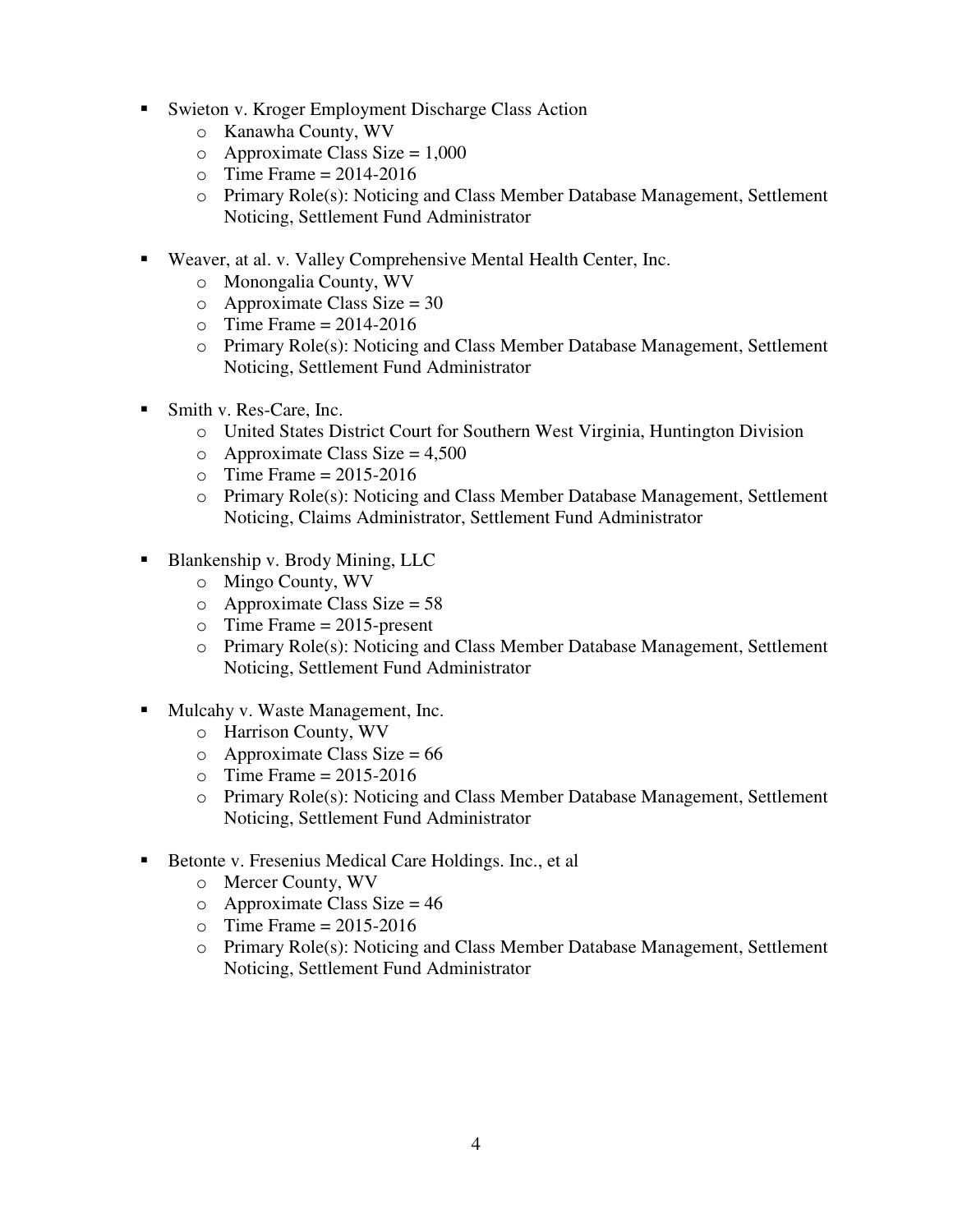- Swieton v. Kroger Employment Discharge Class Action
    - Kanawha County, WV
    - Approximate Class Size = 1,000
    - Time Frame = 2014-2016
    - Primary Role(s): Noticing and Class Member Database Management, Settlement Noticing, Settlement Fund Administrator

- Weaver, at al. v. Valley Comprehensive Mental Health Center, Inc.
    - Monongalia County, WV
    - Approximate Class Size = 30
    - Time Frame = 2014-2016
    - Primary Role(s): Noticing and Class Member Database Management, Settlement Noticing, Settlement Fund Administrator

- Smith v. Res-Care, Inc.
    - United States District Court for Southern West Virginia, Huntington Division
    - Approximate Class Size = 4,500
    - Time Frame = 2015-2016
    - Primary Role(s): Noticing and Class Member Database Management, Settlement Noticing, Claims Administrator, Settlement Fund Administrator

- Blankenship v. Brody Mining, LLC
    - Mingo County, WV
    - Approximate Class Size = 58
    - Time Frame = 2015-present
    - Primary Role(s): Noticing and Class Member Database Management, Settlement Noticing, Settlement Fund Administrator

- Mulcahy v. Waste Management, Inc.
    - Harrison County, WV
    - Approximate Class Size = 66
    - Time Frame = 2015-2016
    - Primary Role(s): Noticing and Class Member Database Management, Settlement Noticing, Settlement Fund Administrator

- Betonte v. Fresenius Medical Care Holdings. Inc., et al
    - Mercer County, WV
    - Approximate Class Size = 46
    - Time Frame = 2015-2016
    - Primary Role(s): Noticing and Class Member Database Management, Settlement Noticing, Settlement Fund Administrator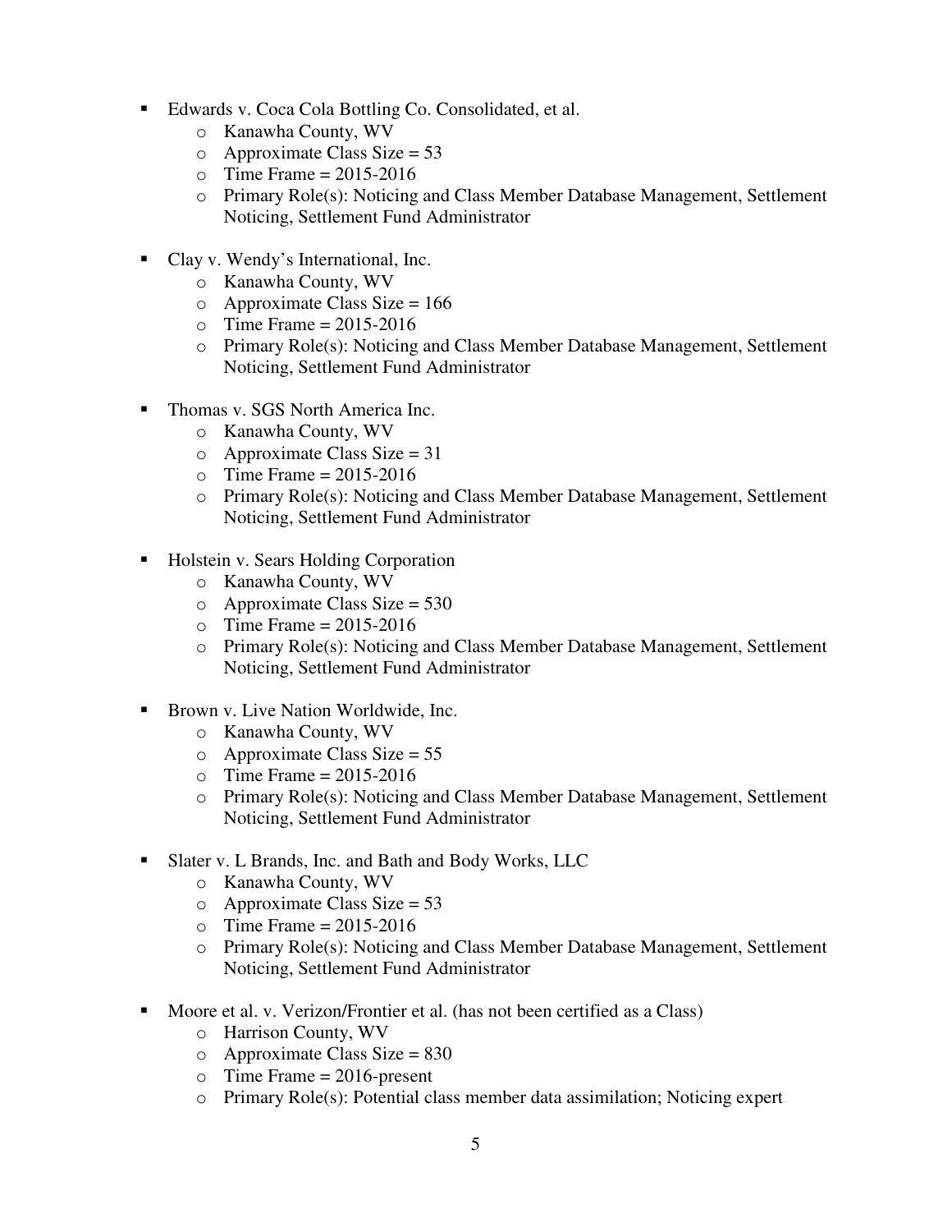- Edwards v. Coca Cola Bottling Co. Consolidated, et al.
  - Kanawha County, WV
  - Approximate Class Size = 53
  - Time Frame = 2015-2016
  - Primary Role(s): Noticing and Class Member Database Management, Settlement Noticing, Settlement Fund Administrator

- Clay v. Wendy's International, Inc.
  - Kanawha County, WV
  - Approximate Class Size = 166
  - Time Frame = 2015-2016
  - Primary Role(s): Noticing and Class Member Database Management, Settlement Noticing, Settlement Fund Administrator

- Thomas v. SGS North America Inc.
  - Kanawha County, WV
  - Approximate Class Size = 31
  - Time Frame = 2015-2016
  - Primary Role(s): Noticing and Class Member Database Management, Settlement Noticing, Settlement Fund Administrator

- Holstein v. Sears Holding Corporation
  - Kanawha County, WV
  - Approximate Class Size = 530
  - Time Frame = 2015-2016
  - Primary Role(s): Noticing and Class Member Database Management, Settlement Noticing, Settlement Fund Administrator

- Brown v. Live Nation Worldwide, Inc.
  - Kanawha County, WV
  - Approximate Class Size = 55
  - Time Frame = 2015-2016
  - Primary Role(s): Noticing and Class Member Database Management, Settlement Noticing, Settlement Fund Administrator

- Slater v. L Brands, Inc. and Bath and Body Works, LLC
  - Kanawha County, WV
  - Approximate Class Size = 53
  - Time Frame = 2015-2016
  - Primary Role(s): Noticing and Class Member Database Management, Settlement Noticing, Settlement Fund Administrator

- Moore et al. v. Verizon/Frontier et al. (has not been certified as a Class)
  - Harrison County, WV
  - Approximate Class Size = 830
  - Time Frame = 2016-present
  - Primary Role(s): Potential class member data assimilation; Noticing expert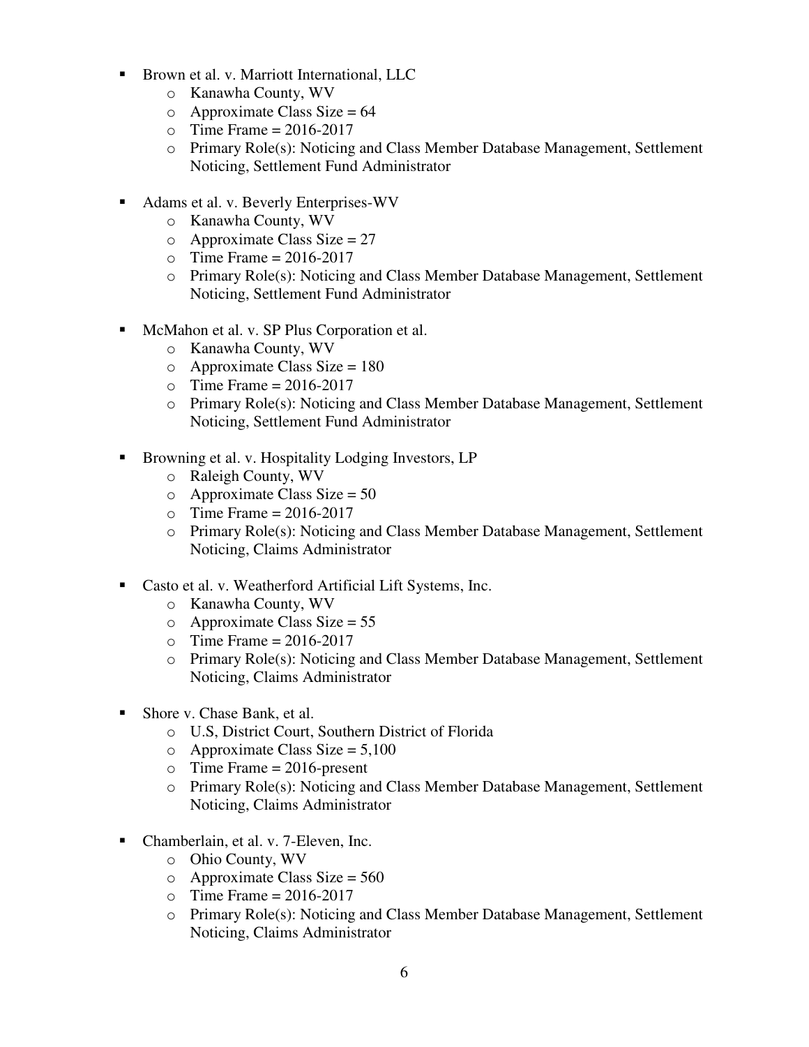- Brown et al. v. Marriott International, LLC
  - Kanawha County, WV
  - Approximate Class Size = 64
  - Time Frame = 2016-2017
  - Primary Role(s): Noticing and Class Member Database Management, Settlement Noticing, Settlement Fund Administrator

- Adams et al. v. Beverly Enterprises-WV
  - Kanawha County, WV
  - Approximate Class Size = 27
  - Time Frame = 2016-2017
  - Primary Role(s): Noticing and Class Member Database Management, Settlement Noticing, Settlement Fund Administrator

- McMahon et al. v. SP Plus Corporation et al.
  - Kanawha County, WV
  - Approximate Class Size = 180
  - Time Frame = 2016-2017
  - Primary Role(s): Noticing and Class Member Database Management, Settlement Noticing, Settlement Fund Administrator

- Browning et al. v. Hospitality Lodging Investors, LP
  - Raleigh County, WV
  - Approximate Class Size = 50
  - Time Frame = 2016-2017
  - Primary Role(s): Noticing and Class Member Database Management, Settlement Noticing, Claims Administrator

- Casto et al. v. Weatherford Artificial Lift Systems, Inc.
  - Kanawha County, WV
  - Approximate Class Size = 55
  - Time Frame = 2016-2017
  - Primary Role(s): Noticing and Class Member Database Management, Settlement Noticing, Claims Administrator

- Shore v. Chase Bank, et al.
  - U.S, District Court, Southern District of Florida
  - Approximate Class Size = 5,100
  - Time Frame = 2016-present
  - Primary Role(s): Noticing and Class Member Database Management, Settlement Noticing, Claims Administrator

- Chamberlain, et al. v. 7-Eleven, Inc.
  - Ohio County, WV
  - Approximate Class Size = 560
  - Time Frame = 2016-2017
  - Primary Role(s): Noticing and Class Member Database Management, Settlement Noticing, Claims Administrator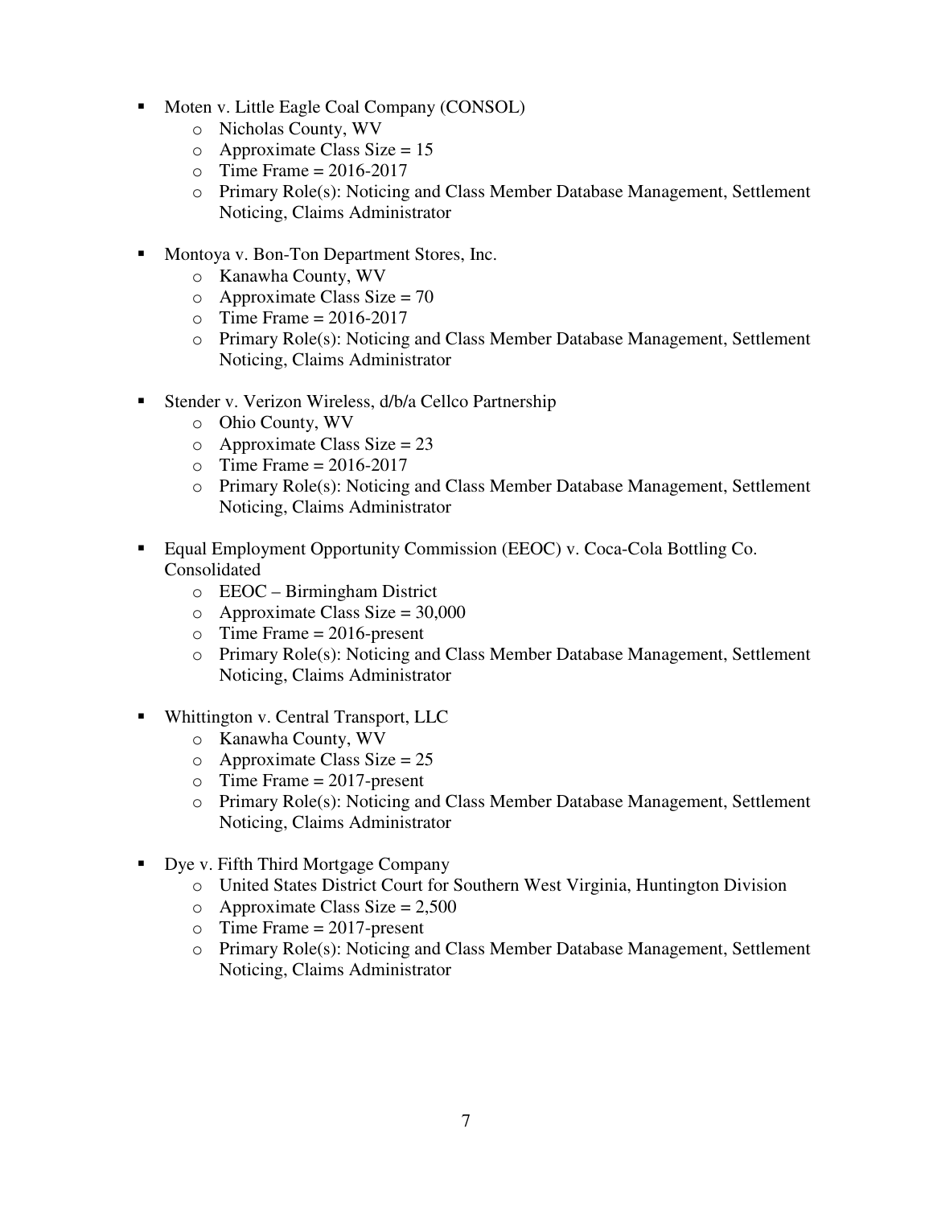- Moten v. Little Eagle Coal Company (CONSOL)
  - Nicholas County, WV
  - Approximate Class Size = 15
  - Time Frame = 2016-2017
  - Primary Role(s): Noticing and Class Member Database Management, Settlement Noticing, Claims Administrator

- Montoya v. Bon-Ton Department Stores, Inc.
  - Kanawha County, WV
  - Approximate Class Size = 70
  - Time Frame = 2016-2017
  - Primary Role(s): Noticing and Class Member Database Management, Settlement Noticing, Claims Administrator

- Stender v. Verizon Wireless, d/b/a Cellco Partnership
  - Ohio County, WV
  - Approximate Class Size = 23
  - Time Frame = 2016-2017
  - Primary Role(s): Noticing and Class Member Database Management, Settlement Noticing, Claims Administrator

- Equal Employment Opportunity Commission (EEOC) v. Coca-Cola Bottling Co. Consolidated
  - EEOC – Birmingham District
  - Approximate Class Size = 30,000
  - Time Frame = 2016-present
  - Primary Role(s): Noticing and Class Member Database Management, Settlement Noticing, Claims Administrator

- Whittington v. Central Transport, LLC
  - Kanawha County, WV
  - Approximate Class Size = 25
  - Time Frame = 2017-present
  - Primary Role(s): Noticing and Class Member Database Management, Settlement Noticing, Claims Administrator

- Dye v. Fifth Third Mortgage Company
  - United States District Court for Southern West Virginia, Huntington Division
  - Approximate Class Size = 2,500
  - Time Frame = 2017-present
  - Primary Role(s): Noticing and Class Member Database Management, Settlement Noticing, Claims Administrator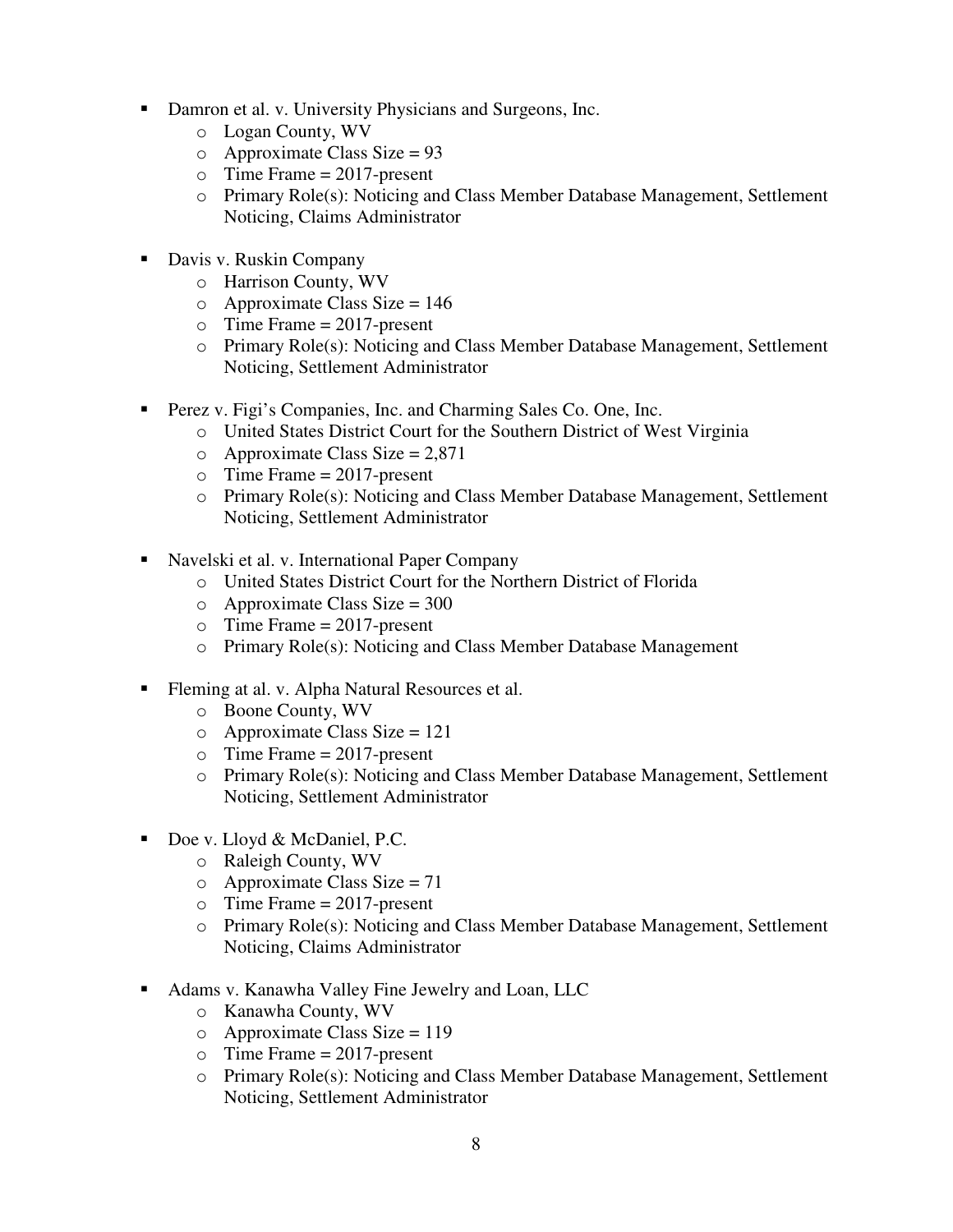- Damron et al. v. University Physicians and Surgeons, Inc.
    - Logan County, WV
    - Approximate Class Size = 93
    - Time Frame = 2017-present
    - Primary Role(s): Noticing and Class Member Database Management, Settlement Noticing, Claims Administrator

- Davis v. Ruskin Company
    - Harrison County, WV
    - Approximate Class Size = 146
    - Time Frame = 2017-present
    - Primary Role(s): Noticing and Class Member Database Management, Settlement Noticing, Settlement Administrator

- Perez v. Figi's Companies, Inc. and Charming Sales Co. One, Inc.
    - United States District Court for the Southern District of West Virginia
    - Approximate Class Size = 2,871
    - Time Frame = 2017-present
    - Primary Role(s): Noticing and Class Member Database Management, Settlement Noticing, Settlement Administrator

- Navelski et al. v. International Paper Company
    - United States District Court for the Northern District of Florida
    - Approximate Class Size = 300
    - Time Frame = 2017-present
    - Primary Role(s): Noticing and Class Member Database Management

- Fleming at al. v. Alpha Natural Resources et al.
    - Boone County, WV
    - Approximate Class Size = 121
    - Time Frame = 2017-present
    - Primary Role(s): Noticing and Class Member Database Management, Settlement Noticing, Settlement Administrator

- Doe v. Lloyd & McDaniel, P.C.
    - Raleigh County, WV
    - Approximate Class Size = 71
    - Time Frame = 2017-present
    - Primary Role(s): Noticing and Class Member Database Management, Settlement Noticing, Claims Administrator

- Adams v. Kanawha Valley Fine Jewelry and Loan, LLC
    - Kanawha County, WV
    - Approximate Class Size = 119
    - Time Frame = 2017-present
    - Primary Role(s): Noticing and Class Member Database Management, Settlement Noticing, Settlement Administrator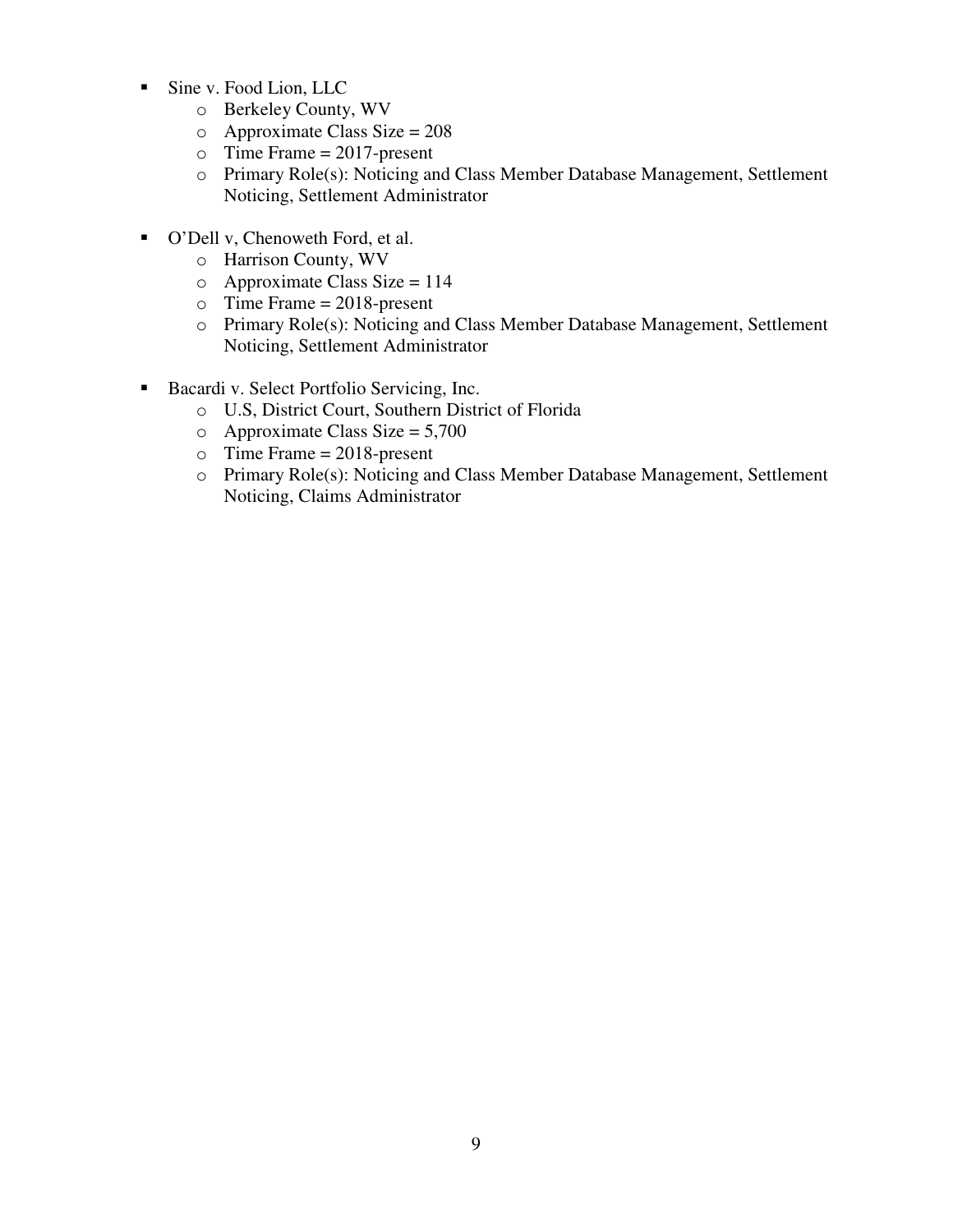- Sine v. Food Lion, LLC
  - Berkeley County, WV
  - Approximate Class Size = 208
  - Time Frame = 2017-present
  - Primary Role(s): Noticing and Class Member Database Management, Settlement Noticing, Settlement Administrator

- O'Dell v, Chenoweth Ford, et al.
  - Harrison County, WV
  - Approximate Class Size = 114
  - Time Frame = 2018-present
  - Primary Role(s): Noticing and Class Member Database Management, Settlement Noticing, Settlement Administrator

- Bacardi v. Select Portfolio Servicing, Inc.
  - U.S, District Court, Southern District of Florida
  - Approximate Class Size = 5,700
  - Time Frame = 2018-present
  - Primary Role(s): Noticing and Class Member Database Management, Settlement Noticing, Claims Administrator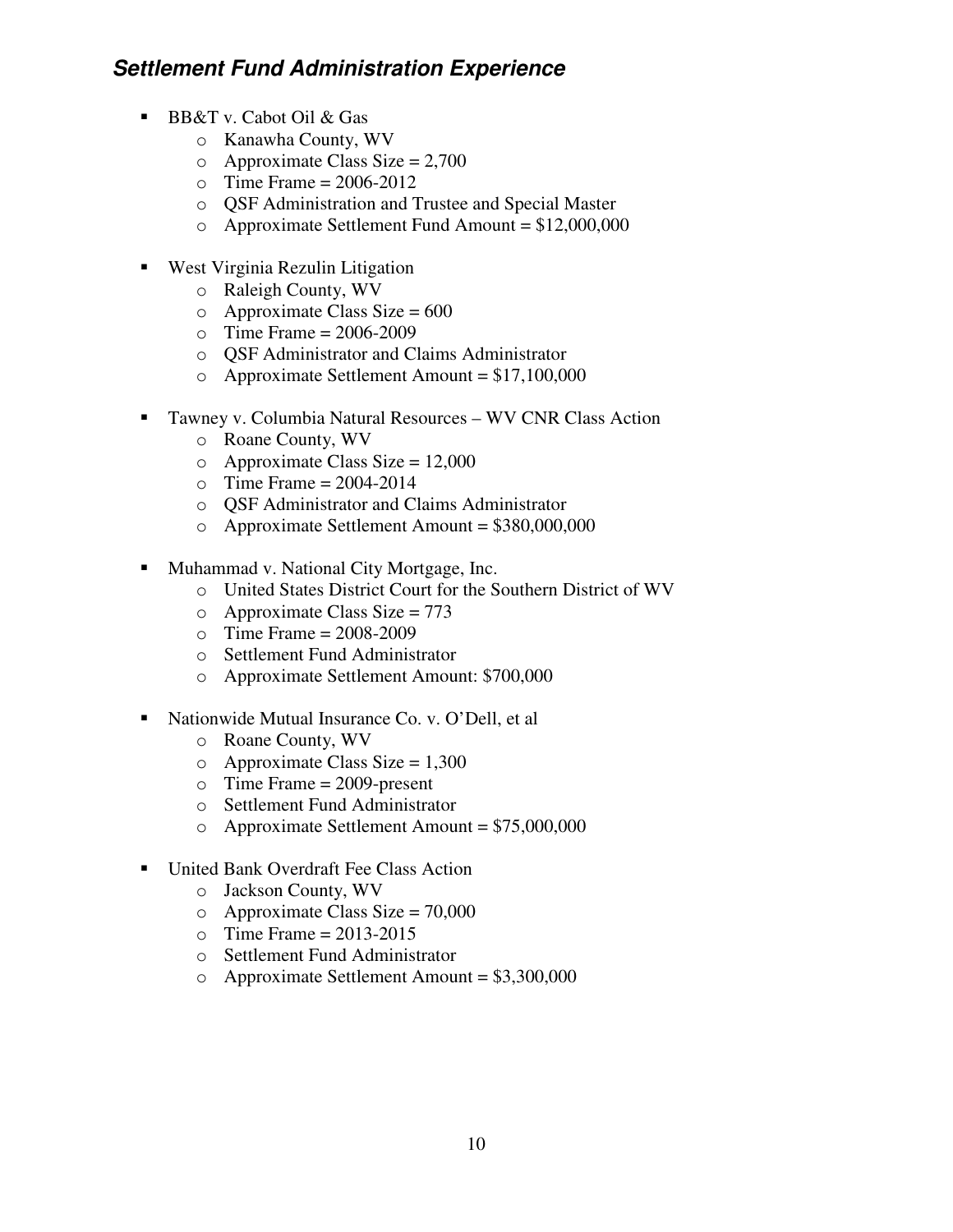### ***Settlement Fund Administration Experience***

- BB&T v. Cabot Oil & Gas
  - Kanawha County, WV
  - Approximate Class Size = 2,700
  - Time Frame = 2006-2012
  - QSF Administration and Trustee and Special Master
  - Approximate Settlement Fund Amount = $12,000,000

- West Virginia Rezulin Litigation
  - Raleigh County, WV
  - Approximate Class Size = 600
  - Time Frame = 2006-2009
  - QSF Administrator and Claims Administrator
  - Approximate Settlement Amount = $17,100,000

- Tawney v. Columbia Natural Resources – WV CNR Class Action
  - Roane County, WV
  - Approximate Class Size = 12,000
  - Time Frame = 2004-2014
  - QSF Administrator and Claims Administrator
  - Approximate Settlement Amount = $380,000,000

- Muhammad v. National City Mortgage, Inc.
  - United States District Court for the Southern District of WV
  - Approximate Class Size = 773
  - Time Frame = 2008-2009
  - Settlement Fund Administrator
  - Approximate Settlement Amount: $700,000

- Nationwide Mutual Insurance Co. v. O'Dell, et al
  - Roane County, WV
  - Approximate Class Size = 1,300
  - Time Frame = 2009-present
  - Settlement Fund Administrator
  - Approximate Settlement Amount = $75,000,000

- United Bank Overdraft Fee Class Action
  - Jackson County, WV
  - Approximate Class Size = 70,000
  - Time Frame = 2013-2015
  - Settlement Fund Administrator
  - Approximate Settlement Amount = $3,300,000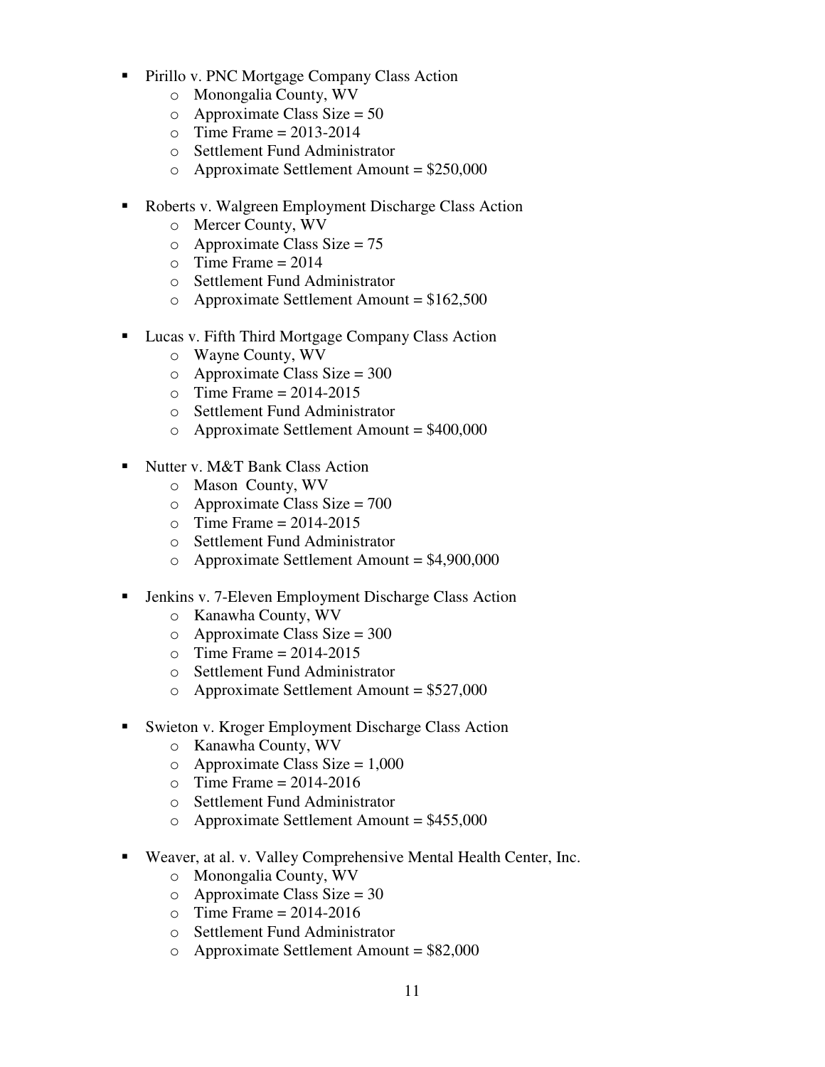- Pirillo v. PNC Mortgage Company Class Action
  - Monongalia County, WV
  - Approximate Class Size = 50
  - Time Frame = 2013-2014
  - Settlement Fund Administrator
  - Approximate Settlement Amount = $250,000

- Roberts v. Walgreen Employment Discharge Class Action
  - Mercer County, WV
  - Approximate Class Size = 75
  - Time Frame = 2014
  - Settlement Fund Administrator
  - Approximate Settlement Amount = $162,500

- Lucas v. Fifth Third Mortgage Company Class Action
  - Wayne County, WV
  - Approximate Class Size = 300
  - Time Frame = 2014-2015
  - Settlement Fund Administrator
  - Approximate Settlement Amount = $400,000

- Nutter v. M&T Bank Class Action
  - Mason County, WV
  - Approximate Class Size = 700
  - Time Frame = 2014-2015
  - Settlement Fund Administrator
  - Approximate Settlement Amount = $4,900,000

- Jenkins v. 7-Eleven Employment Discharge Class Action
  - Kanawha County, WV
  - Approximate Class Size = 300
  - Time Frame = 2014-2015
  - Settlement Fund Administrator
  - Approximate Settlement Amount = $527,000

- Swieton v. Kroger Employment Discharge Class Action
  - Kanawha County, WV
  - Approximate Class Size = 1,000
  - Time Frame = 2014-2016
  - Settlement Fund Administrator
  - Approximate Settlement Amount = $455,000

- Weaver, at al. v. Valley Comprehensive Mental Health Center, Inc.
  - Monongalia County, WV
  - Approximate Class Size = 30
  - Time Frame = 2014-2016
  - Settlement Fund Administrator
  - Approximate Settlement Amount = $82,000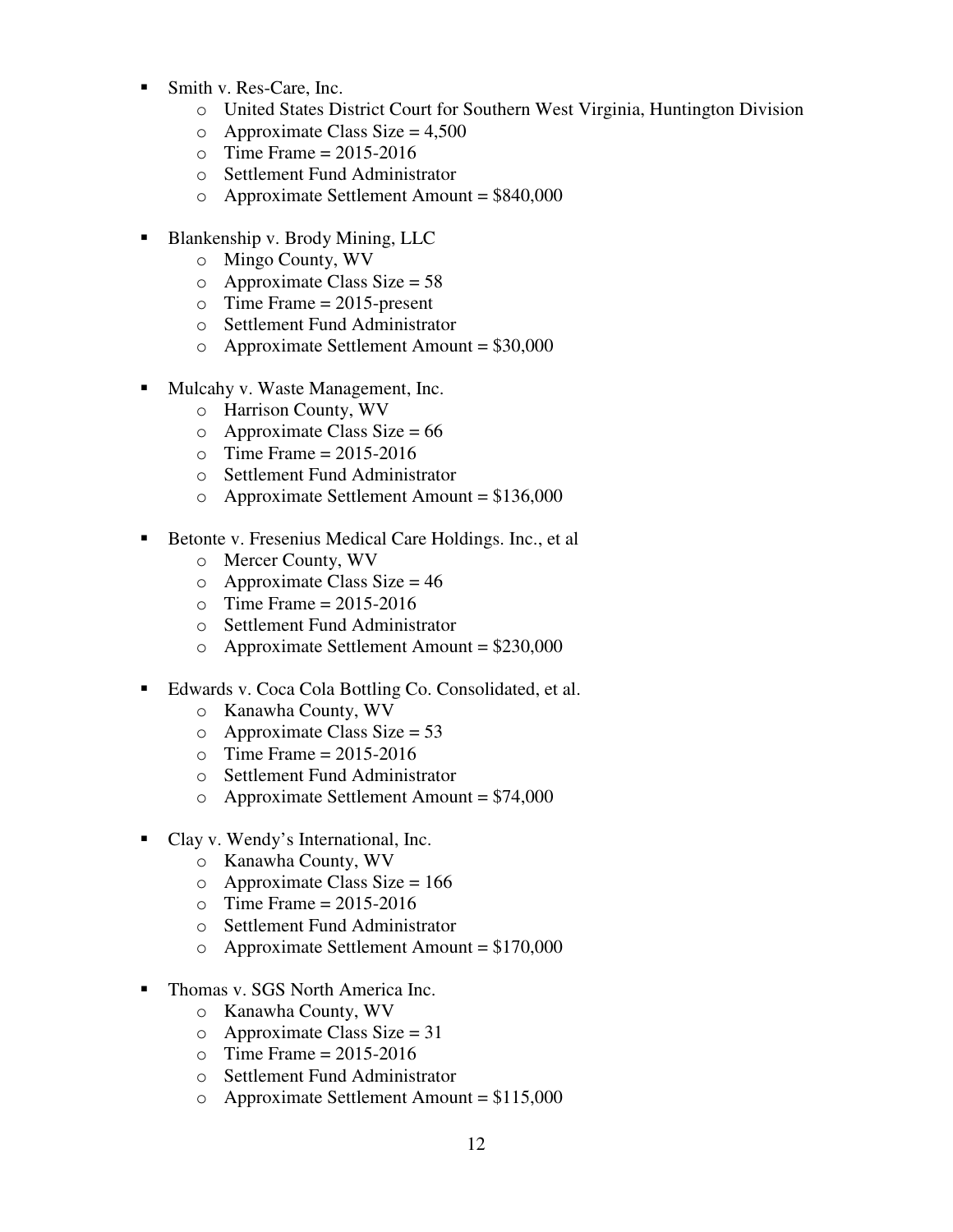- Smith v. Res-Care, Inc.
    - United States District Court for Southern West Virginia, Huntington Division
    - Approximate Class Size = 4,500
    - Time Frame = 2015-2016
    - Settlement Fund Administrator
    - Approximate Settlement Amount = $840,000

- Blankenship v. Brody Mining, LLC
    - Mingo County, WV
    - Approximate Class Size = 58
    - Time Frame = 2015-present
    - Settlement Fund Administrator
    - Approximate Settlement Amount = $30,000

- Mulcahy v. Waste Management, Inc.
    - Harrison County, WV
    - Approximate Class Size = 66
    - Time Frame = 2015-2016
    - Settlement Fund Administrator
    - Approximate Settlement Amount = $136,000

- Betonte v. Fresenius Medical Care Holdings. Inc., et al
    - Mercer County, WV
    - Approximate Class Size = 46
    - Time Frame = 2015-2016
    - Settlement Fund Administrator
    - Approximate Settlement Amount = $230,000

- Edwards v. Coca Cola Bottling Co. Consolidated, et al.
    - Kanawha County, WV
    - Approximate Class Size = 53
    - Time Frame = 2015-2016
    - Settlement Fund Administrator
    - Approximate Settlement Amount = $74,000

- Clay v. Wendy's International, Inc.
    - Kanawha County, WV
    - Approximate Class Size = 166
    - Time Frame = 2015-2016
    - Settlement Fund Administrator
    - Approximate Settlement Amount = $170,000

- Thomas v. SGS North America Inc.
    - Kanawha County, WV
    - Approximate Class Size = 31
    - Time Frame = 2015-2016
    - Settlement Fund Administrator
    - Approximate Settlement Amount = $115,000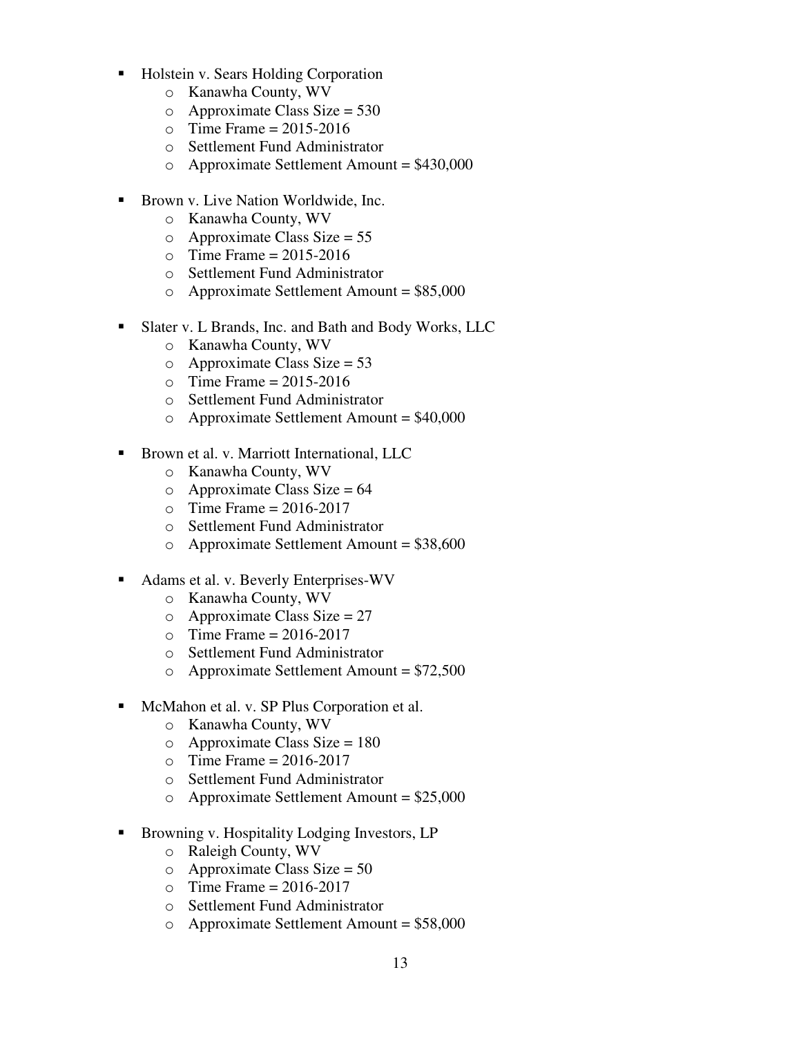- Holstein v. Sears Holding Corporation
  - Kanawha County, WV
  - Approximate Class Size = 530
  - Time Frame = 2015-2016
  - Settlement Fund Administrator
  - Approximate Settlement Amount = $430,000

- Brown v. Live Nation Worldwide, Inc.
  - Kanawha County, WV
  - Approximate Class Size = 55
  - Time Frame = 2015-2016
  - Settlement Fund Administrator
  - Approximate Settlement Amount = $85,000

- Slater v. L Brands, Inc. and Bath and Body Works, LLC
  - Kanawha County, WV
  - Approximate Class Size = 53
  - Time Frame = 2015-2016
  - Settlement Fund Administrator
  - Approximate Settlement Amount = $40,000

- Brown et al. v. Marriott International, LLC
  - Kanawha County, WV
  - Approximate Class Size = 64
  - Time Frame = 2016-2017
  - Settlement Fund Administrator
  - Approximate Settlement Amount = $38,600

- Adams et al. v. Beverly Enterprises-WV
  - Kanawha County, WV
  - Approximate Class Size = 27
  - Time Frame = 2016-2017
  - Settlement Fund Administrator
  - Approximate Settlement Amount = $72,500

- McMahon et al. v. SP Plus Corporation et al.
  - Kanawha County, WV
  - Approximate Class Size = 180
  - Time Frame = 2016-2017
  - Settlement Fund Administrator
  - Approximate Settlement Amount = $25,000

- Browning v. Hospitality Lodging Investors, LP
  - Raleigh County, WV
  - Approximate Class Size = 50
  - Time Frame = 2016-2017
  - Settlement Fund Administrator
  - Approximate Settlement Amount = $58,000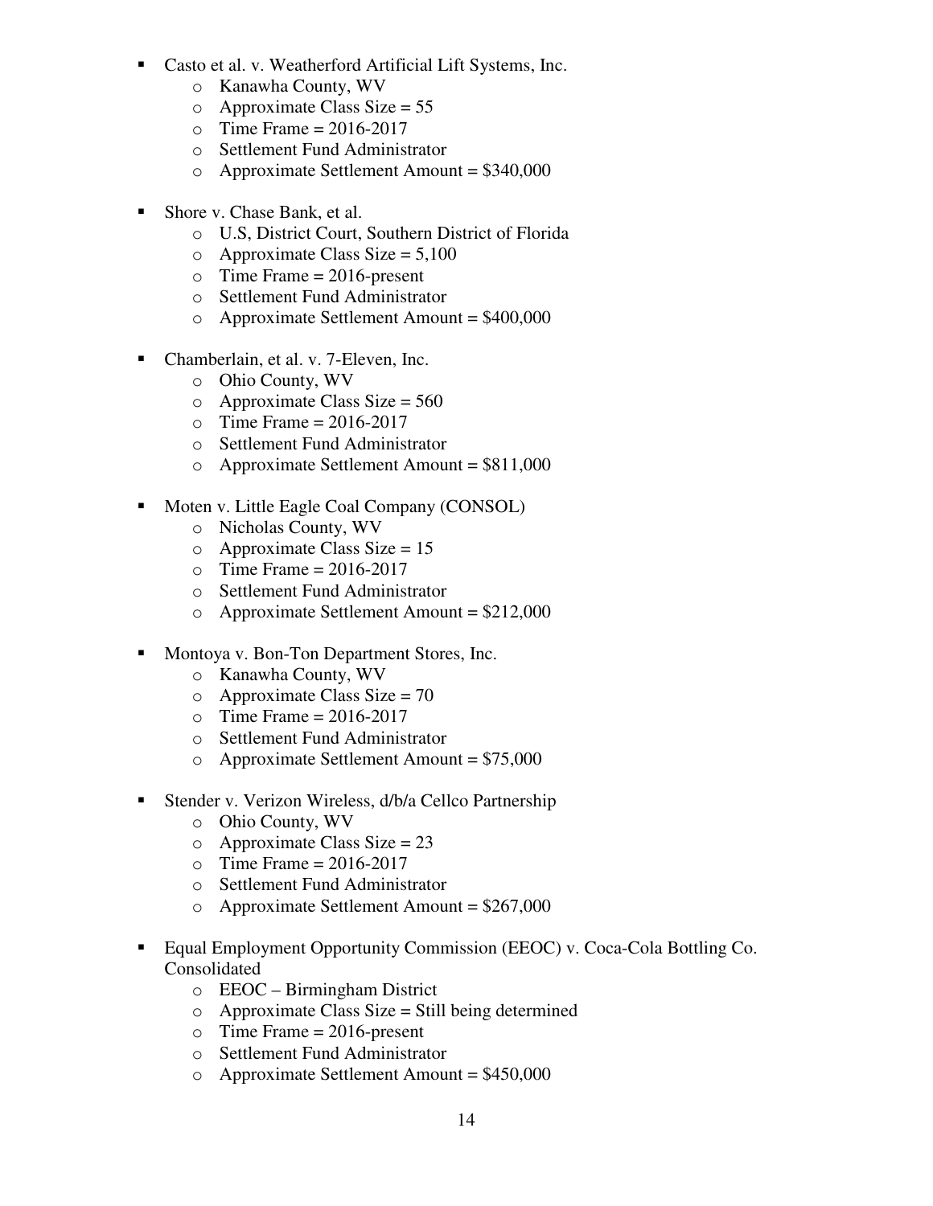- Casto et al. v. Weatherford Artificial Lift Systems, Inc.
    - Kanawha County, WV
    - Approximate Class Size = 55
    - Time Frame = 2016-2017
    - Settlement Fund Administrator
    - Approximate Settlement Amount = $340,000

- Shore v. Chase Bank, et al.
    - U.S, District Court, Southern District of Florida
    - Approximate Class Size = 5,100
    - Time Frame = 2016-present
    - Settlement Fund Administrator
    - Approximate Settlement Amount = $400,000

- Chamberlain, et al. v. 7-Eleven, Inc.
    - Ohio County, WV
    - Approximate Class Size = 560
    - Time Frame = 2016-2017
    - Settlement Fund Administrator
    - Approximate Settlement Amount = $811,000

- Moten v. Little Eagle Coal Company (CONSOL)
    - Nicholas County, WV
    - Approximate Class Size = 15
    - Time Frame = 2016-2017
    - Settlement Fund Administrator
    - Approximate Settlement Amount = $212,000

- Montoya v. Bon-Ton Department Stores, Inc.
    - Kanawha County, WV
    - Approximate Class Size = 70
    - Time Frame = 2016-2017
    - Settlement Fund Administrator
    - Approximate Settlement Amount = $75,000

- Stender v. Verizon Wireless, d/b/a Cellco Partnership
    - Ohio County, WV
    - Approximate Class Size = 23
    - Time Frame = 2016-2017
    - Settlement Fund Administrator
    - Approximate Settlement Amount = $267,000

- Equal Employment Opportunity Commission (EEOC) v. Coca-Cola Bottling Co. Consolidated
    - EEOC – Birmingham District
    - Approximate Class Size = Still being determined
    - Time Frame = 2016-present
    - Settlement Fund Administrator
    - Approximate Settlement Amount = $450,000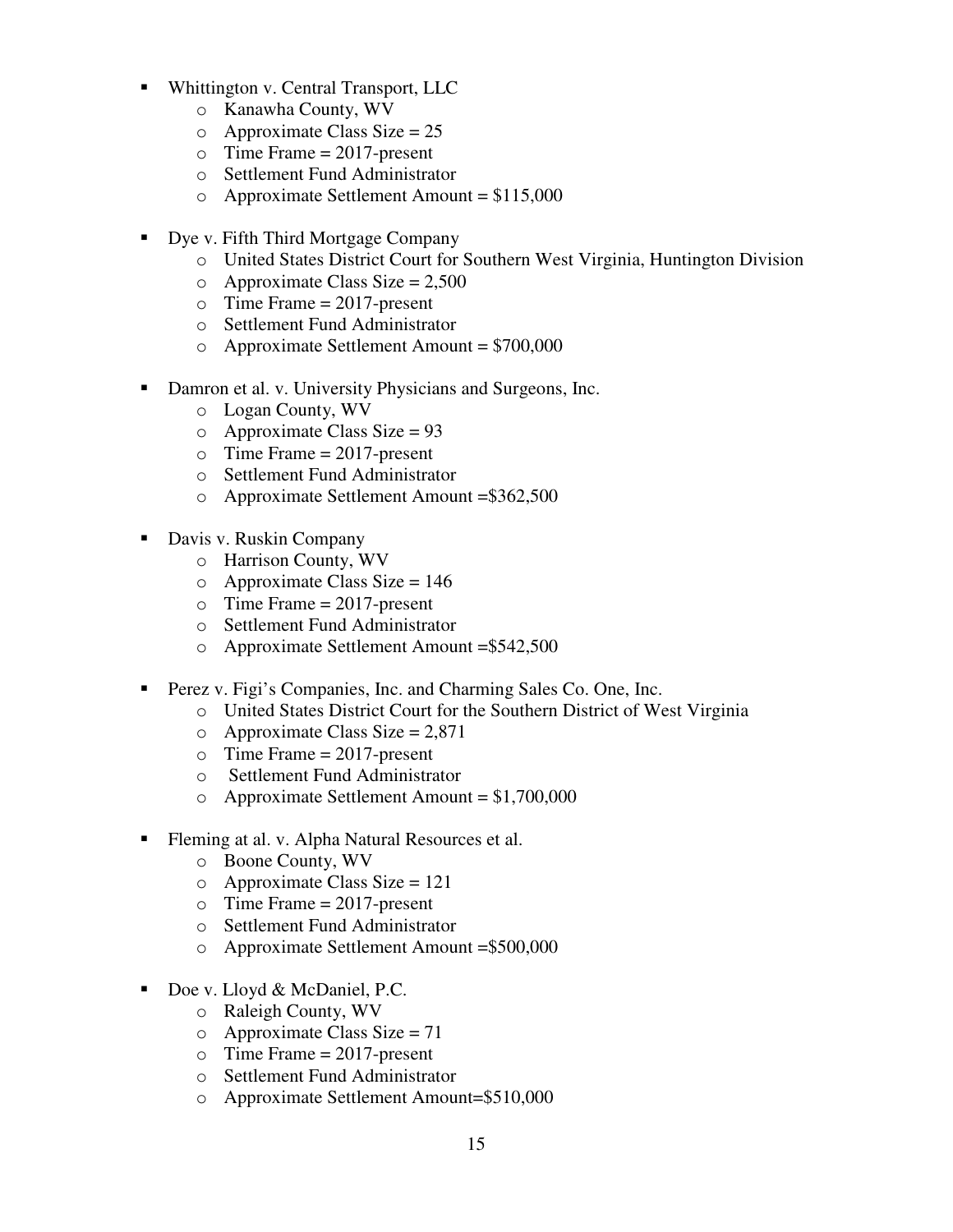- Whittington v. Central Transport, LLC
    - Kanawha County, WV
    - Approximate Class Size = 25
    - Time Frame = 2017-present
    - Settlement Fund Administrator
    - Approximate Settlement Amount = $115,000

- Dye v. Fifth Third Mortgage Company
    - United States District Court for Southern West Virginia, Huntington Division
    - Approximate Class Size = 2,500
    - Time Frame = 2017-present
    - Settlement Fund Administrator
    - Approximate Settlement Amount = $700,000

- Damron et al. v. University Physicians and Surgeons, Inc.
    - Logan County, WV
    - Approximate Class Size = 93
    - Time Frame = 2017-present
    - Settlement Fund Administrator
    - Approximate Settlement Amount =$362,500

- Davis v. Ruskin Company
    - Harrison County, WV
    - Approximate Class Size = 146
    - Time Frame = 2017-present
    - Settlement Fund Administrator
    - Approximate Settlement Amount =$542,500

- Perez v. Figi's Companies, Inc. and Charming Sales Co. One, Inc.
    - United States District Court for the Southern District of West Virginia
    - Approximate Class Size = 2,871
    - Time Frame = 2017-present
    - Settlement Fund Administrator
    - Approximate Settlement Amount = $1,700,000

- Fleming at al. v. Alpha Natural Resources et al.
    - Boone County, WV
    - Approximate Class Size = 121
    - Time Frame = 2017-present
    - Settlement Fund Administrator
    - Approximate Settlement Amount =$500,000

- Doe v. Lloyd & McDaniel, P.C.
    - Raleigh County, WV
    - Approximate Class Size = 71
    - Time Frame = 2017-present
    - Settlement Fund Administrator
    - Approximate Settlement Amount=$510,000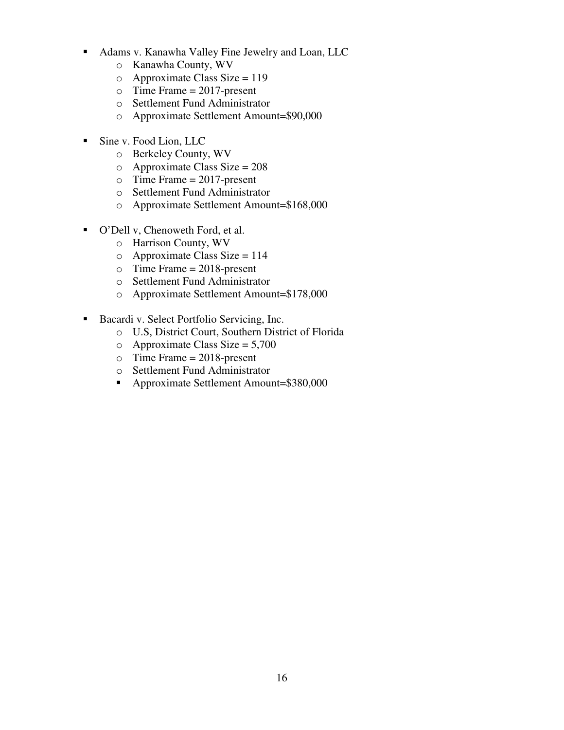- Adams v. Kanawha Valley Fine Jewelry and Loan, LLC
  - Kanawha County, WV
  - Approximate Class Size = 119
  - Time Frame = 2017-present
  - Settlement Fund Administrator
  - Approximate Settlement Amount=$90,000

- Sine v. Food Lion, LLC
  - Berkeley County, WV
  - Approximate Class Size = 208
  - Time Frame = 2017-present
  - Settlement Fund Administrator
  - Approximate Settlement Amount=$168,000

- O'Dell v, Chenoweth Ford, et al.
  - Harrison County, WV
  - Approximate Class Size = 114
  - Time Frame = 2018-present
  - Settlement Fund Administrator
  - Approximate Settlement Amount=$178,000

- Bacardi v. Select Portfolio Servicing, Inc.
  - U.S, District Court, Southern District of Florida
  - Approximate Class Size = 5,700
  - Time Frame = 2018-present
  - Settlement Fund Administrator
    - Approximate Settlement Amount=$380,000